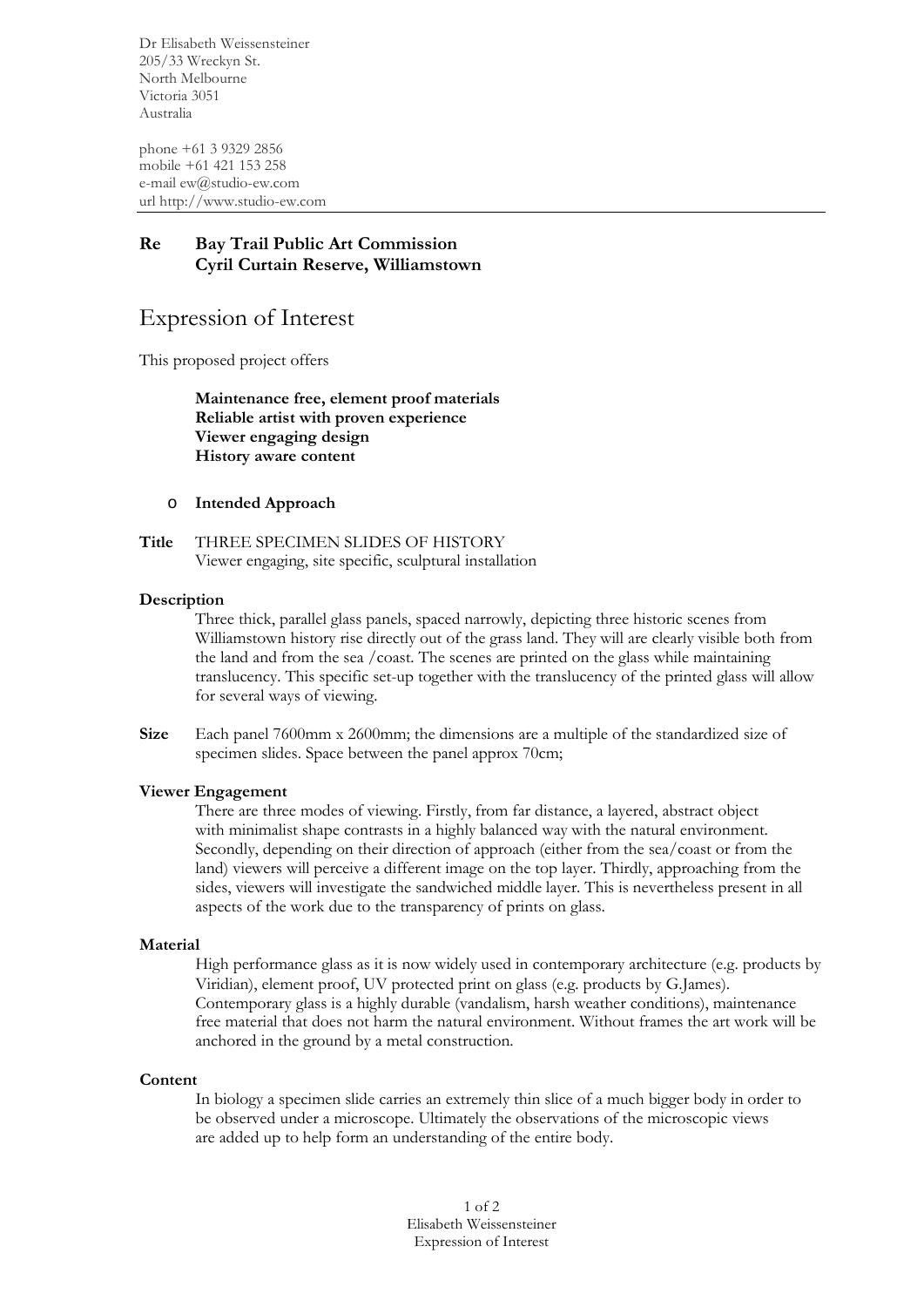Dr Elisabeth Weissensteiner
205/33 Wreckyn St.
North Melbourne
Victoria 3051
Australia

phone +61 3 9329 2856
mobile +61 421 153 258
e-mail ew@studio-ew.com
url http://www.studio-ew.com

---

**Re** **Bay Trail Public Art Commission**
**Cyril Curtain Reserve, Williamstown**

# Expression of Interest

This proposed project offers

> **Maintenance free, element proof materials**
> **Reliable artist with proven experience**
> **Viewer engaging design**
> **History aware content**

- **Intended Approach**

**Title** THREE SPECIMEN SLIDES OF HISTORY
Viewer engaging, site specific, sculptural installation

**Description**

Three thick, parallel glass panels, spaced narrowly, depicting three historic scenes from Williamstown history rise directly out of the grass land. They will are clearly visible both from the land and from the sea /coast. The scenes are printed on the glass while maintaining translucency. This specific set-up together with the translucency of the printed glass will allow for several ways of viewing.

**Size** Each panel 7600mm x 2600mm; the dimensions are a multiple of the standardized size of specimen slides. Space between the panel approx 70cm;

**Viewer Engagement**

There are three modes of viewing. Firstly, from far distance, a layered, abstract object with minimalist shape contrasts in a highly balanced way with the natural environment. Secondly, depending on their direction of approach (either from the sea/coast or from the land) viewers will perceive a different image on the top layer. Thirdly, approaching from the sides, viewers will investigate the sandwiched middle layer. This is nevertheless present in all aspects of the work due to the transparency of prints on glass.

**Material**

High performance glass as it is now widely used in contemporary architecture (e.g. products by Viridian), element proof, UV protected print on glass (e.g. products by G.James). Contemporary glass is a highly durable (vandalism, harsh weather conditions), maintenance free material that does not harm the natural environment. Without frames the art work will be anchored in the ground by a metal construction.

**Content**

In biology a specimen slide carries an extremely thin slice of a much bigger body in order to be observed under a microscope. Ultimately the observations of the microscopic views are added up to help form an understanding of the entire body.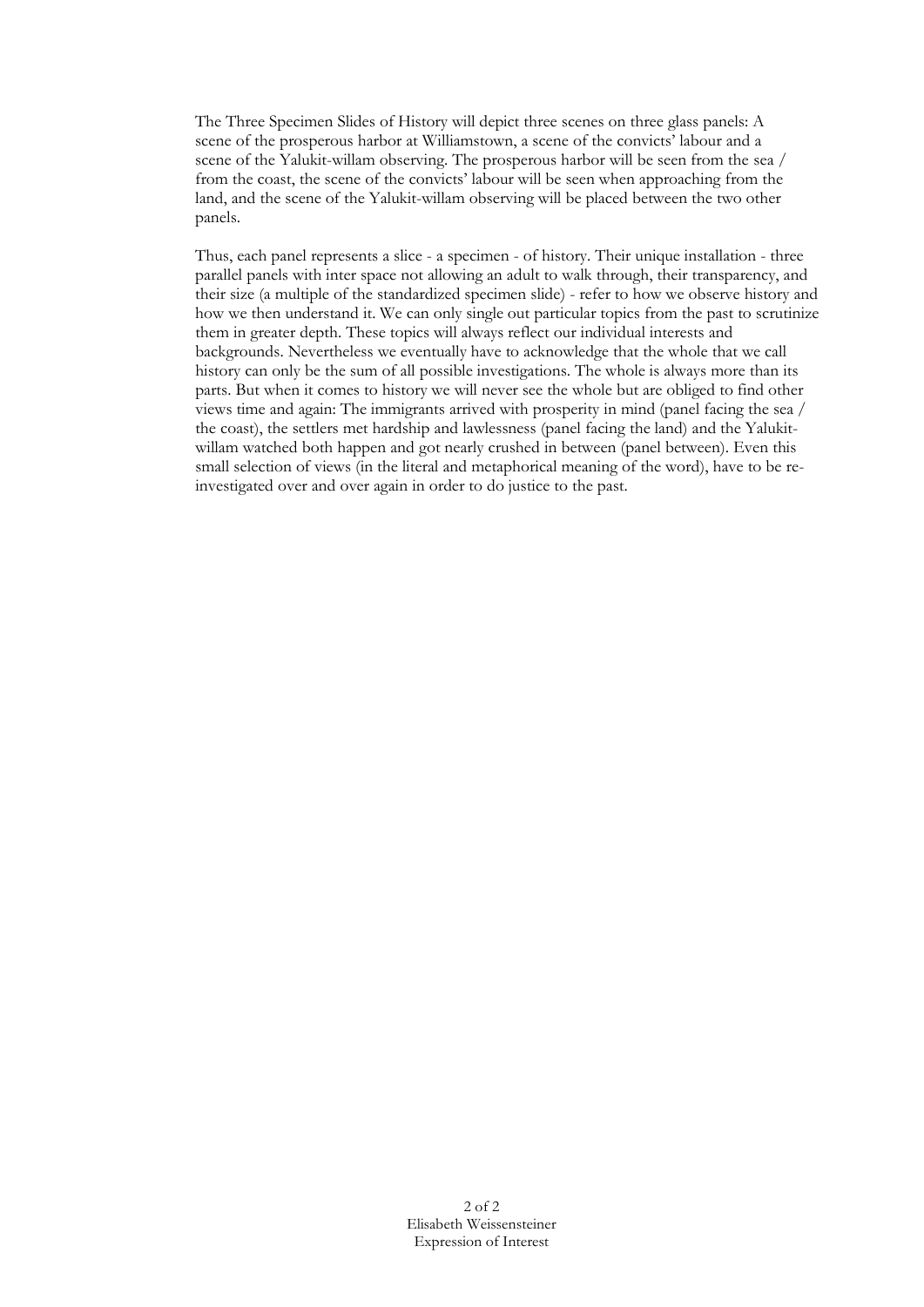The Three Specimen Slides of History will depict three scenes on three glass panels: A scene of the prosperous harbor at Williamstown, a scene of the convicts' labour and a scene of the Yalukit-willam observing. The prosperous harbor will be seen from the sea / from the coast, the scene of the convicts' labour will be seen when approaching from the land, and the scene of the Yalukit-willam observing will be placed between the two other panels.

Thus, each panel represents a slice - a specimen - of history. Their unique installation - three parallel panels with inter space not allowing an adult to walk through, their transparency, and their size (a multiple of the standardized specimen slide) - refer to how we observe history and how we then understand it. We can only single out particular topics from the past to scrutinize them in greater depth. These topics will always reflect our individual interests and backgrounds. Nevertheless we eventually have to acknowledge that the whole that we call history can only be the sum of all possible investigations. The whole is always more than its parts. But when it comes to history we will never see the whole but are obliged to find other views time and again: The immigrants arrived with prosperity in mind (panel facing the sea / the coast), the settlers met hardship and lawlessness (panel facing the land) and the Yalukit-willam watched both happen and got nearly crushed in between (panel between). Even this small selection of views (in the literal and metaphorical meaning of the word), have to be re-investigated over and over again in order to do justice to the past.

Elisabeth Weissensteiner
Expression of Interest